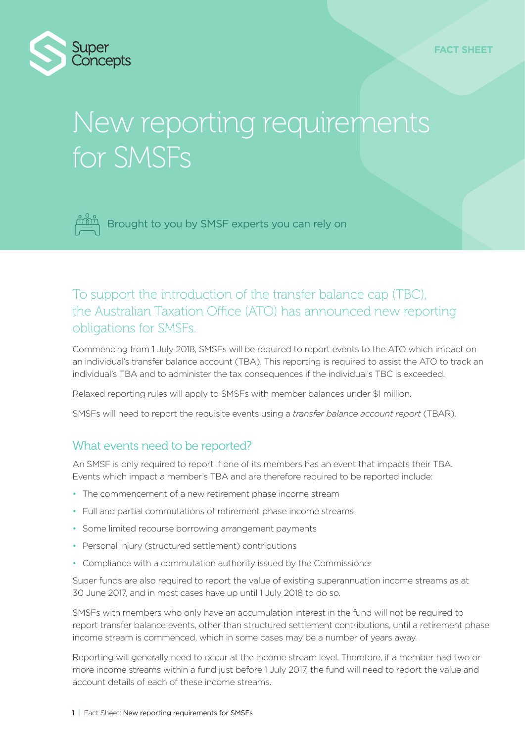Super Concepts

FACT SHEET

# New reporting requirements for SMSFs

Brought to you by SMSF experts you can rely on

## To support the introduction of the transfer balance cap (TBC), the Australian Taxation Office (ATO) has announced new reporting obligations for SMSFs.

Commencing from 1 July 2018, SMSFs will be required to report events to the ATO which impact on an individual's transfer balance account (TBA). This reporting is required to assist the ATO to track an individual's TBA and to administer the tax consequences if the individual's TBC is exceeded.

Relaxed reporting rules will apply to SMSFs with member balances under $1 million.

SMSFs will need to report the requisite events using a *transfer balance account report* (TBAR).

## What events need to be reported?

An SMSF is only required to report if one of its members has an event that impacts their TBA. Events which impact a member's TBA and are therefore required to be reported include:

- The commencement of a new retirement phase income stream
- Full and partial commutations of retirement phase income streams
- Some limited recourse borrowing arrangement payments
- Personal injury (structured settlement) contributions
- Compliance with a commutation authority issued by the Commissioner

Super funds are also required to report the value of existing superannuation income streams as at 30 June 2017, and in most cases have up until 1 July 2018 to do so.

SMSFs with members who only have an accumulation interest in the fund will not be required to report transfer balance events, other than structured settlement contributions, until a retirement phase income stream is commenced, which in some cases may be a number of years away.

Reporting will generally need to occur at the income stream level. Therefore, if a member had two or more income streams within a fund just before 1 July 2017, the fund will need to report the value and account details of each of these income streams.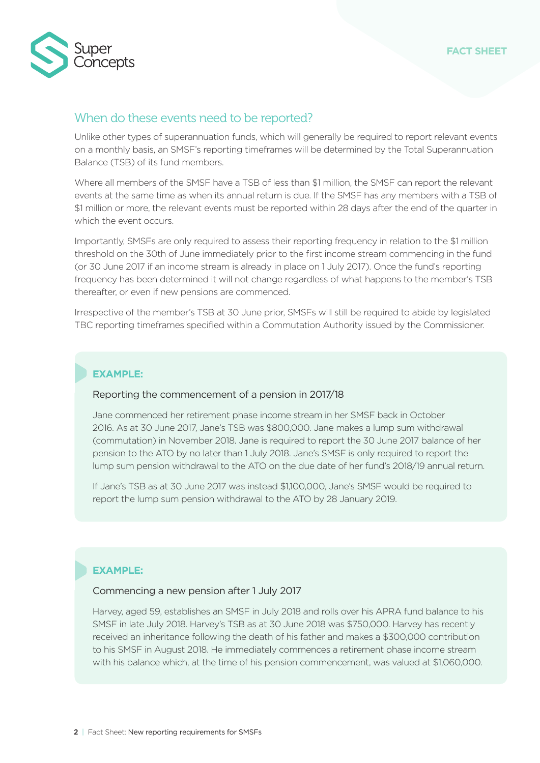## When do these events need to be reported?

Unlike other types of superannuation funds, which will generally be required to report relevant events on a monthly basis, an SMSF's reporting timeframes will be determined by the Total Superannuation Balance (TSB) of its fund members.

Where all members of the SMSF have a TSB of less than $1 million, the SMSF can report the relevant events at the same time as when its annual return is due. If the SMSF has any members with a TSB of $1 million or more, the relevant events must be reported within 28 days after the end of the quarter in which the event occurs.

Importantly, SMSFs are only required to assess their reporting frequency in relation to the $1 million threshold on the 30th of June immediately prior to the first income stream commencing in the fund (or 30 June 2017 if an income stream is already in place on 1 July 2017). Once the fund's reporting frequency has been determined it will not change regardless of what happens to the member's TSB thereafter, or even if new pensions are commenced.

Irrespective of the member's TSB at 30 June prior, SMSFs will still be required to abide by legislated TBC reporting timeframes specified within a Commutation Authority issued by the Commissioner.

> **EXAMPLE:**
>
> Reporting the commencement of a pension in 2017/18
>
> Jane commenced her retirement phase income stream in her SMSF back in October 2016. As at 30 June 2017, Jane's TSB was $800,000. Jane makes a lump sum withdrawal (commutation) in November 2018. Jane is required to report the 30 June 2017 balance of her pension to the ATO by no later than 1 July 2018. Jane's SMSF is only required to report the lump sum pension withdrawal to the ATO on the due date of her fund's 2018/19 annual return.
>
> If Jane's TSB as at 30 June 2017 was instead $1,100,000, Jane's SMSF would be required to report the lump sum pension withdrawal to the ATO by 28 January 2019.

> **EXAMPLE:**
>
> Commencing a new pension after 1 July 2017
>
> Harvey, aged 59, establishes an SMSF in July 2018 and rolls over his APRA fund balance to his SMSF in late July 2018. Harvey's TSB as at 30 June 2018 was $750,000. Harvey has recently received an inheritance following the death of his father and makes a $300,000 contribution to his SMSF in August 2018. He immediately commences a retirement phase income stream with his balance which, at the time of his pension commencement, was valued at $1,060,000.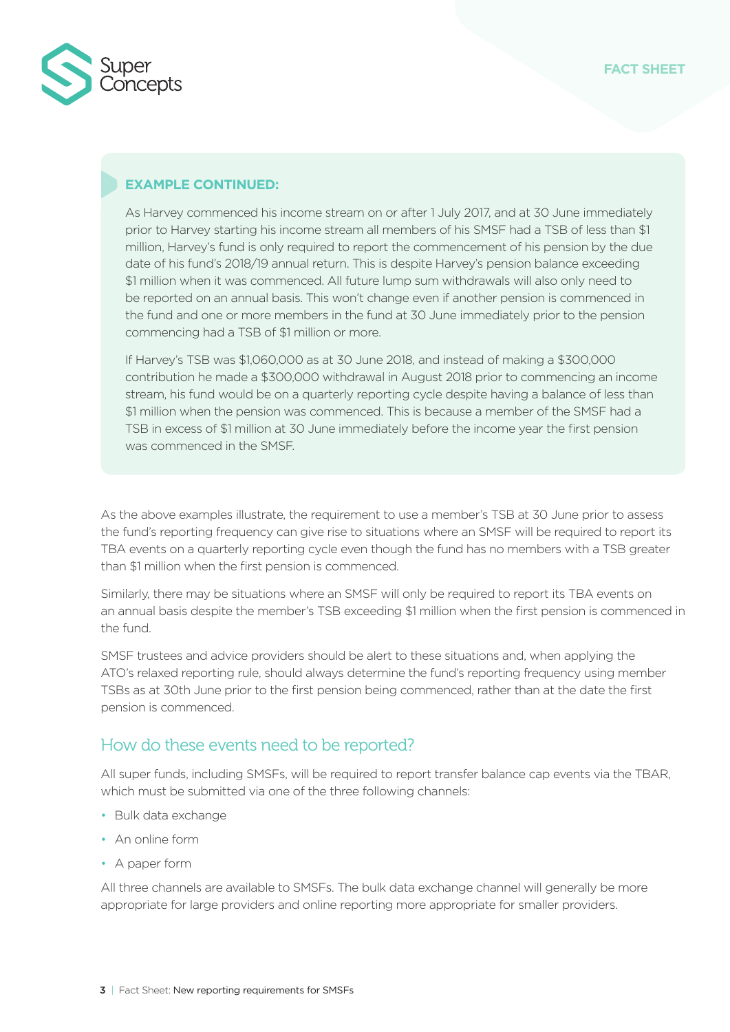**EXAMPLE CONTINUED:**

As Harvey commenced his income stream on or after 1 July 2017, and at 30 June immediately prior to Harvey starting his income stream all members of his SMSF had a TSB of less than $1 million, Harvey's fund is only required to report the commencement of his pension by the due date of his fund's 2018/19 annual return. This is despite Harvey's pension balance exceeding $1 million when it was commenced. All future lump sum withdrawals will also only need to be reported on an annual basis. This won't change even if another pension is commenced in the fund and one or more members in the fund at 30 June immediately prior to the pension commencing had a TSB of $1 million or more.

If Harvey's TSB was $1,060,000 as at 30 June 2018, and instead of making a $300,000 contribution he made a $300,000 withdrawal in August 2018 prior to commencing an income stream, his fund would be on a quarterly reporting cycle despite having a balance of less than $1 million when the pension was commenced. This is because a member of the SMSF had a TSB in excess of $1 million at 30 June immediately before the income year the first pension was commenced in the SMSF.

As the above examples illustrate, the requirement to use a member's TSB at 30 June prior to assess the fund's reporting frequency can give rise to situations where an SMSF will be required to report its TBA events on a quarterly reporting cycle even though the fund has no members with a TSB greater than $1 million when the first pension is commenced.

Similarly, there may be situations where an SMSF will only be required to report its TBA events on an annual basis despite the member's TSB exceeding $1 million when the first pension is commenced in the fund.

SMSF trustees and advice providers should be alert to these situations and, when applying the ATO's relaxed reporting rule, should always determine the fund's reporting frequency using member TSBs as at 30th June prior to the first pension being commenced, rather than at the date the first pension is commenced.

## How do these events need to be reported?

All super funds, including SMSFs, will be required to report transfer balance cap events via the TBAR, which must be submitted via one of the three following channels:

- Bulk data exchange
- An online form
- A paper form

All three channels are available to SMSFs. The bulk data exchange channel will generally be more appropriate for large providers and online reporting more appropriate for smaller providers.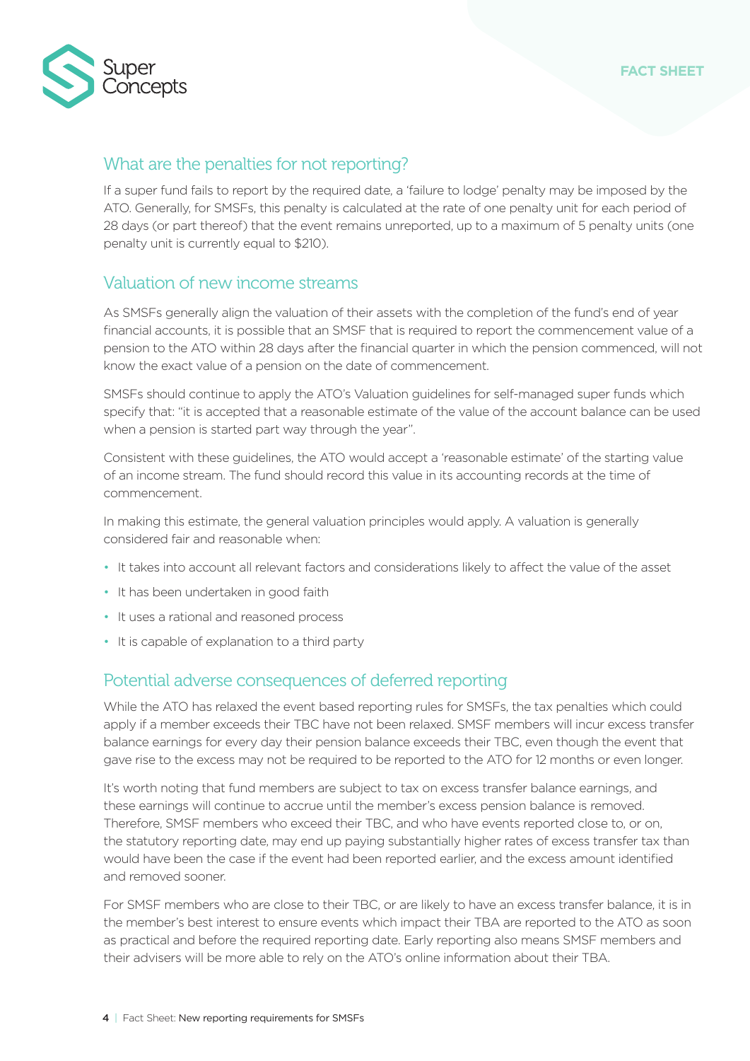## What are the penalties for not reporting?

If a super fund fails to report by the required date, a 'failure to lodge' penalty may be imposed by the ATO. Generally, for SMSFs, this penalty is calculated at the rate of one penalty unit for each period of 28 days (or part thereof) that the event remains unreported, up to a maximum of 5 penalty units (one penalty unit is currently equal to $210).

## Valuation of new income streams

As SMSFs generally align the valuation of their assets with the completion of the fund's end of year financial accounts, it is possible that an SMSF that is required to report the commencement value of a pension to the ATO within 28 days after the financial quarter in which the pension commenced, will not know the exact value of a pension on the date of commencement.

SMSFs should continue to apply the ATO's Valuation guidelines for self-managed super funds which specify that: "it is accepted that a reasonable estimate of the value of the account balance can be used when a pension is started part way through the year".

Consistent with these guidelines, the ATO would accept a 'reasonable estimate' of the starting value of an income stream. The fund should record this value in its accounting records at the time of commencement.

In making this estimate, the general valuation principles would apply. A valuation is generally considered fair and reasonable when:

- It takes into account all relevant factors and considerations likely to affect the value of the asset
- It has been undertaken in good faith
- It uses a rational and reasoned process
- It is capable of explanation to a third party

## Potential adverse consequences of deferred reporting

While the ATO has relaxed the event based reporting rules for SMSFs, the tax penalties which could apply if a member exceeds their TBC have not been relaxed. SMSF members will incur excess transfer balance earnings for every day their pension balance exceeds their TBC, even though the event that gave rise to the excess may not be required to be reported to the ATO for 12 months or even longer.

It's worth noting that fund members are subject to tax on excess transfer balance earnings, and these earnings will continue to accrue until the member's excess pension balance is removed. Therefore, SMSF members who exceed their TBC, and who have events reported close to, or on, the statutory reporting date, may end up paying substantially higher rates of excess transfer tax than would have been the case if the event had been reported earlier, and the excess amount identified and removed sooner.

For SMSF members who are close to their TBC, or are likely to have an excess transfer balance, it is in the member's best interest to ensure events which impact their TBA are reported to the ATO as soon as practical and before the required reporting date. Early reporting also means SMSF members and their advisers will be more able to rely on the ATO's online information about their TBA.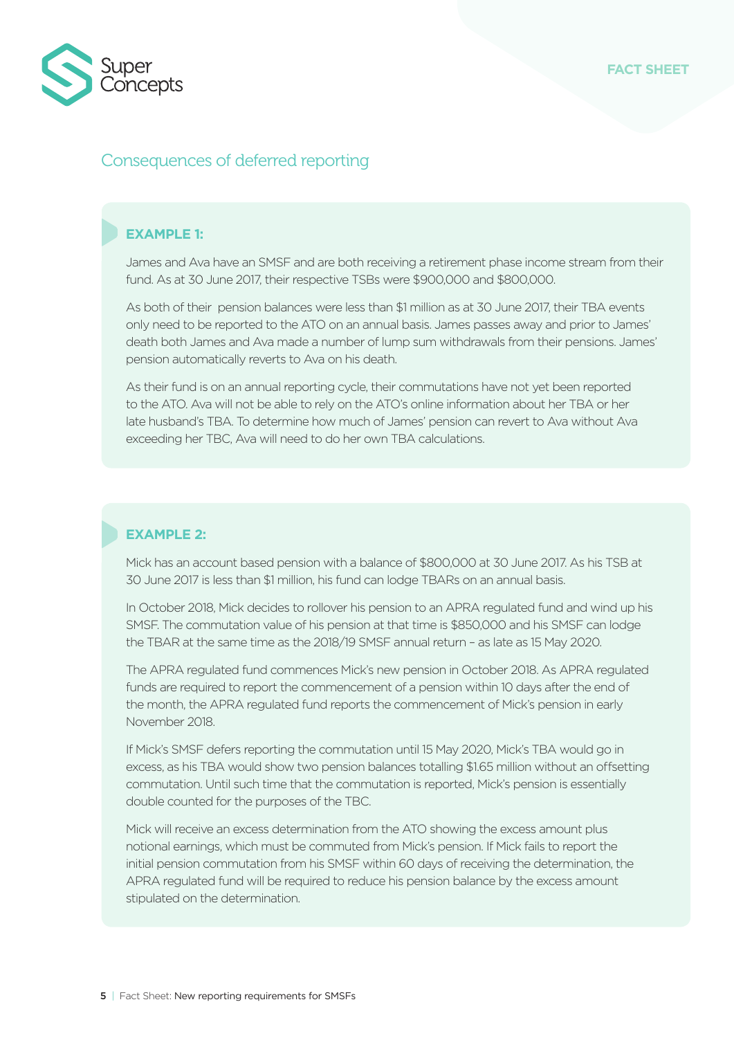## Consequences of deferred reporting

### EXAMPLE 1:

James and Ava have an SMSF and are both receiving a retirement phase income stream from their fund. As at 30 June 2017, their respective TSBs were $900,000 and $800,000.

As both of their pension balances were less than $1 million as at 30 June 2017, their TBA events only need to be reported to the ATO on an annual basis. James passes away and prior to James' death both James and Ava made a number of lump sum withdrawals from their pensions. James' pension automatically reverts to Ava on his death.

As their fund is on an annual reporting cycle, their commutations have not yet been reported to the ATO. Ava will not be able to rely on the ATO's online information about her TBA or her late husband's TBA. To determine how much of James' pension can revert to Ava without Ava exceeding her TBC, Ava will need to do her own TBA calculations.

### EXAMPLE 2:

Mick has an account based pension with a balance of $800,000 at 30 June 2017. As his TSB at 30 June 2017 is less than $1 million, his fund can lodge TBARs on an annual basis.

In October 2018, Mick decides to rollover his pension to an APRA regulated fund and wind up his SMSF. The commutation value of his pension at that time is $850,000 and his SMSF can lodge the TBAR at the same time as the 2018/19 SMSF annual return – as late as 15 May 2020.

The APRA regulated fund commences Mick's new pension in October 2018. As APRA regulated funds are required to report the commencement of a pension within 10 days after the end of the month, the APRA regulated fund reports the commencement of Mick's pension in early November 2018.

If Mick's SMSF defers reporting the commutation until 15 May 2020, Mick's TBA would go in excess, as his TBA would show two pension balances totalling $1.65 million without an offsetting commutation. Until such time that the commutation is reported, Mick's pension is essentially double counted for the purposes of the TBC.

Mick will receive an excess determination from the ATO showing the excess amount plus notional earnings, which must be commuted from Mick's pension. If Mick fails to report the initial pension commutation from his SMSF within 60 days of receiving the determination, the APRA regulated fund will be required to reduce his pension balance by the excess amount stipulated on the determination.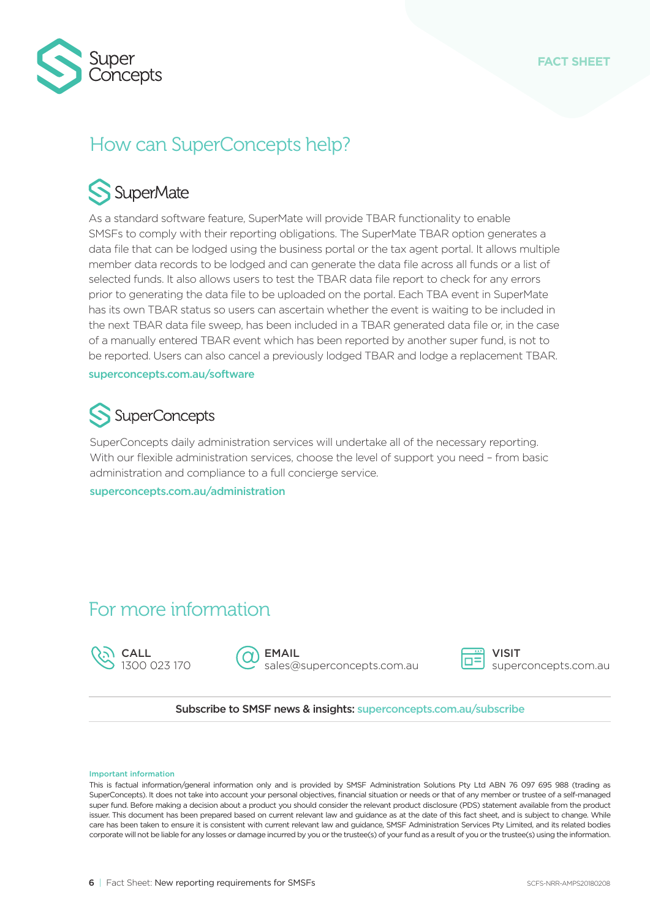FACT SHEET

## How can SuperConcepts help?

### SuperMate

As a standard software feature, SuperMate will provide TBAR functionality to enable SMSFs to comply with their reporting obligations. The SuperMate TBAR option generates a data file that can be lodged using the business portal or the tax agent portal. It allows multiple member data records to be lodged and can generate the data file across all funds or a list of selected funds. It also allows users to test the TBAR data file report to check for any errors prior to generating the data file to be uploaded on the portal. Each TBA event in SuperMate has its own TBAR status so users can ascertain whether the event is waiting to be included in the next TBAR data file sweep, has been included in a TBAR generated data file or, in the case of a manually entered TBAR event which has been reported by another super fund, is not to be reported. Users can also cancel a previously lodged TBAR and lodge a replacement TBAR.

**superconcepts.com.au/software**

### SuperConcepts

SuperConcepts daily administration services will undertake all of the necessary reporting. With our flexible administration services, choose the level of support you need – from basic administration and compliance to a full concierge service.

**superconcepts.com.au/administration**

## For more information

**CALL**
1300 023 170

**EMAIL**
sales@superconcepts.com.au

**VISIT**
superconcepts.com.au

**Subscribe to SMSF news & insights: superconcepts.com.au/subscribe**

**Important information**

This is factual information/general information only and is provided by SMSF Administration Solutions Pty Ltd ABN 76 097 695 988 (trading as SuperConcepts). It does not take into account your personal objectives, financial situation or needs or that of any member or trustee of a self-managed super fund. Before making a decision about a product you should consider the relevant product disclosure (PDS) statement available from the product issuer. This document has been prepared based on current relevant law and guidance as at the date of this fact sheet, and is subject to change. While care has been taken to ensure it is consistent with current relevant law and guidance, SMSF Administration Services Pty Limited, and its related bodies corporate will not be liable for any losses or damage incurred by you or the trustee(s) of your fund as a result of you or the trustee(s) using the information.

SCFS-NRR-AMPS20180208